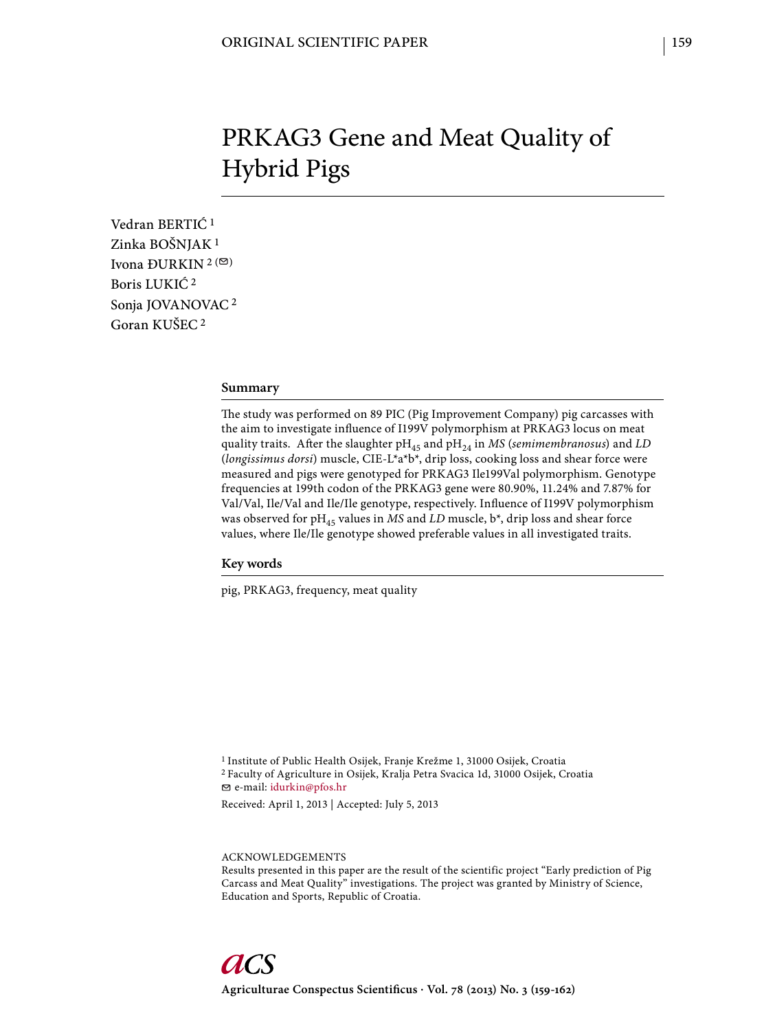ORIGINAL SCIENTIFIC PAPER

# PRKAG3 Gene and Meat Quality of Hybrid Pigs

Vedran BERTIĆ [1]
Zinka BOŠNJAK [1]
Ivona ĐURKIN [2] (✉)
Boris LUKIĆ [2]
Sonja JOVANOVAC [2]
Goran KUŠEC [2]

## Summary

The study was performed on 89 PIC (Pig Improvement Company) pig carcasses with the aim to investigate influence of I199V polymorphism at PRKAG3 locus on meat quality traits. After the slaughter $pH_{45}$ and $pH_{24}$ in *MS* (*semimembranosus*) and *LD* (*longissimus dorsi*) muscle, CIE-L*a*b*, drip loss, cooking loss and shear force were measured and pigs were genotyped for PRKAG3 Ile199Val polymorphism. Genotype frequencies at 199th codon of the PRKAG3 gene were 80.90%, 11.24% and 7.87% for Val/Val, Ile/Val and Ile/Ile genotype, respectively. Influence of I199V polymorphism was observed for $pH_{45}$ values in *MS* and *LD* muscle, b*, drip loss and shear force values, where Ile/Ile genotype showed preferable values in all investigated traits.

## Key words

pig, PRKAG3, frequency, meat quality

[1] Institute of Public Health Osijek, Franje Krežme 1, 31000 Osijek, Croatia
[2] Faculty of Agriculture in Osijek, Kralja Petra Svacica 1d, 31000 Osijek, Croatia
✉ e-mail: idurkin@pfos.hr

Received: April 1, 2013 | Accepted: July 5, 2013

ACKNOWLEDGEMENTS
Results presented in this paper are the result of the scientific project "Early prediction of Pig Carcass and Meat Quality" investigations. The project was granted by Ministry of Science, Education and Sports, Republic of Croatia.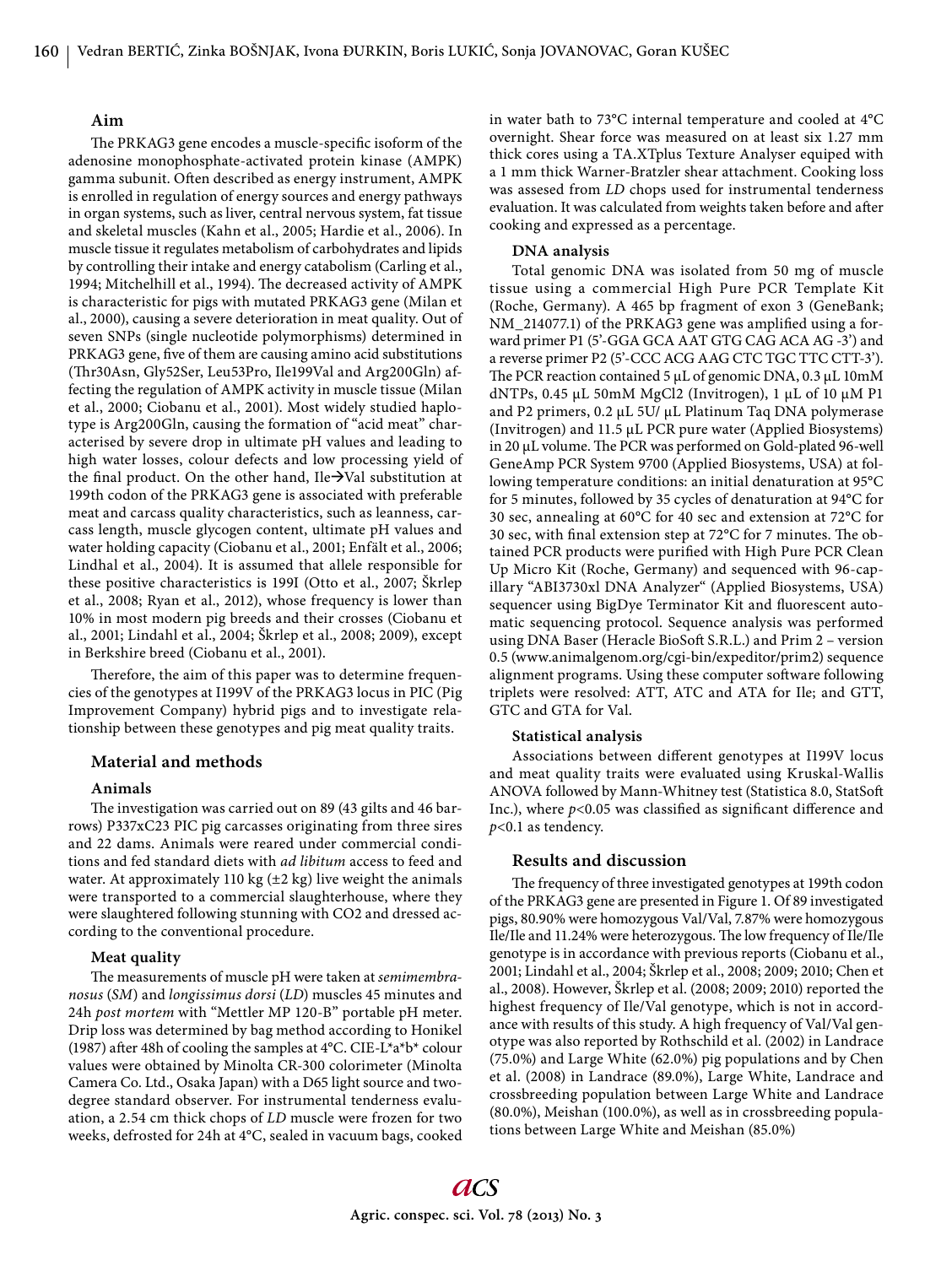## Aim

The PRKAG3 gene encodes a muscle-specific isoform of the adenosine monophosphate-activated protein kinase (AMPK) gamma subunit. Often described as energy instrument, AMPK is enrolled in regulation of energy sources and energy pathways in organ systems, such as liver, central nervous system, fat tissue and skeletal muscles (Kahn et al., 2005; Hardie et al., 2006). In muscle tissue it regulates metabolism of carbohydrates and lipids by controlling their intake and energy catabolism (Carling et al., 1994; Mitchelhill et al., 1994). The decreased activity of AMPK is characteristic for pigs with mutated PRKAG3 gene (Milan et al., 2000), causing a severe deterioration in meat quality. Out of seven SNPs (single nucleotide polymorphisms) determined in PRKAG3 gene, five of them are causing amino acid substitutions (Thr30Asn, Gly52Ser, Leu53Pro, Ile199Val and Arg200Gln) affecting the regulation of AMPK activity in muscle tissue (Milan et al., 2000; Ciobanu et al., 2001). Most widely studied haplotype is Arg200Gln, causing the formation of "acid meat" characterised by severe drop in ultimate pH values and leading to high water losses, colour defects and low processing yield of the final product. On the other hand, Ile→Val substitution at 199th codon of the PRKAG3 gene is associated with preferable meat and carcass quality characteristics, such as leanness, carcass length, muscle glycogen content, ultimate pH values and water holding capacity (Ciobanu et al., 2001; Enfält et al., 2006; Lindhal et al., 2004). It is assumed that allele responsible for these positive characteristics is 199I (Otto et al., 2007; Škrlep et al., 2008; Ryan et al., 2012), whose frequency is lower than 10% in most modern pig breeds and their crosses (Ciobanu et al., 2001; Lindahl et al., 2004; Škrlep et al., 2008; 2009), except in Berkshire breed (Ciobanu et al., 2001).

Therefore, the aim of this paper was to determine frequencies of the genotypes at I199V of the PRKAG3 locus in PIC (Pig Improvement Company) hybrid pigs and to investigate relationship between these genotypes and pig meat quality traits.

## Material and methods

### Animals

The investigation was carried out on 89 (43 gilts and 46 barrows) P337xC23 PIC pig carcasses originating from three sires and 22 dams. Animals were reared under commercial conditions and fed standard diets with *ad libitum* access to feed and water. At approximately 110 kg (±2 kg) live weight the animals were transported to a commercial slaughterhouse, where they were slaughtered following stunning with $CO_2$ and dressed according to the conventional procedure.

### Meat quality

The measurements of muscle pH were taken at *semimembranosus* (*SM*) and *longissimus dorsi* (*LD*) muscles 45 minutes and 24h *post mortem* with "Mettler MP 120-B" portable pH meter. Drip loss was determined by bag method according to Honikel (1987) after 48h of cooling the samples at 4°C. CIE-L\*a\*b\* colour values were obtained by Minolta CR-300 colorimeter (Minolta Camera Co. Ltd., Osaka Japan) with a D65 light source and two-degree standard observer. For instrumental tenderness evaluation, a 2.54 cm thick chops of *LD* muscle were frozen for two weeks, defrosted for 24h at 4°C, sealed in vacuum bags, cooked in water bath to 73°C internal temperature and cooled at 4°C overnight. Shear force was measured on at least six 1.27 mm thick cores using a TA.XTplus Texture Analyser equiped with a 1 mm thick Warner-Bratzler shear attachment. Cooking loss was assesed from *LD* chops used for instrumental tenderness evaluation. It was calculated from weights taken before and after cooking and expressed as a percentage.

### DNA analysis

Total genomic DNA was isolated from 50 mg of muscle tissue using a commercial High Pure PCR Template Kit (Roche, Germany). A 465 bp fragment of exon 3 (GeneBank; NM_214077.1) of the PRKAG3 gene was amplified using a forward primer P1 (5'-GGA GCA AAT GTG CAG ACA AG -3') and a reverse primer P2 (5'-CCC ACG AAG CTC TGC TTC CTT-3'). The PCR reaction contained 5 µL of genomic DNA, 0.3 µL 10mM dNTPs, 0.45 µL 50mM $MgCl_2$ (Invitrogen), 1 µL of 10 µM P1 and P2 primers, 0.2 µL 5U/ µL Platinum Taq DNA polymerase (Invitrogen) and 11.5 µL PCR pure water (Applied Biosystems) in 20 µL volume. The PCR was performed on Gold-plated 96-well GeneAmp PCR System 9700 (Applied Biosystems, USA) at following temperature conditions: an initial denaturation at 95°C for 5 minutes, followed by 35 cycles of denaturation at 94°C for 30 sec, annealing at 60°C for 40 sec and extension at 72°C for 30 sec, with final extension step at 72°C for 7 minutes. The obtained PCR products were purified with High Pure PCR Clean Up Micro Kit (Roche, Germany) and sequenced with 96-capillary "ABI3730xl DNA Analyzer" (Applied Biosystems, USA) sequencer using BigDye Terminator Kit and fluorescent automatic sequencing protocol. Sequence analysis was performed using DNA Baser (Heracle BioSoft S.R.L.) and Prim 2 – version 0.5 (www.animalgenom.org/cgi-bin/expeditor/prim2) sequence alignment programs. Using these computer software following triplets were resolved: ATT, ATC and ATA for Ile; and GTT, GTC and GTA for Val.

### Statistical analysis

Associations between different genotypes at I199V locus and meat quality traits were evaluated using Kruskal-Wallis ANOVA followed by Mann-Whitney test (Statistica 8.0, StatSoft Inc.), where $p<0.05$ was classified as significant difference and $p<0.1$ as tendency.

## Results and discussion

The frequency of three investigated genotypes at 199th codon of the PRKAG3 gene are presented in Figure 1. Of 89 investigated pigs, 80.90% were homozygous Val/Val, 7.87% were homozygous Ile/Ile and 11.24% were heterozygous. The low frequency of Ile/Ile genotype is in accordance with previous reports (Ciobanu et al., 2001; Lindahl et al., 2004; Škrlep et al., 2008; 2009; 2010; Chen et al., 2008). However, Škrlep et al. (2008; 2009; 2010) reported the highest frequency of Ile/Val genotype, which is not in accordance with results of this study. A high frequency of Val/Val genotype was also reported by Rothschild et al. (2002) in Landrace (75.0%) and Large White (62.0%) pig populations and by Chen et al. (2008) in Landrace (89.0%), Large White, Landrace and crossbreeding population between Large White and Landrace (80.0%), Meishan (100.0%), as well as in crossbreeding populations between Large White and Meishan (85.0%)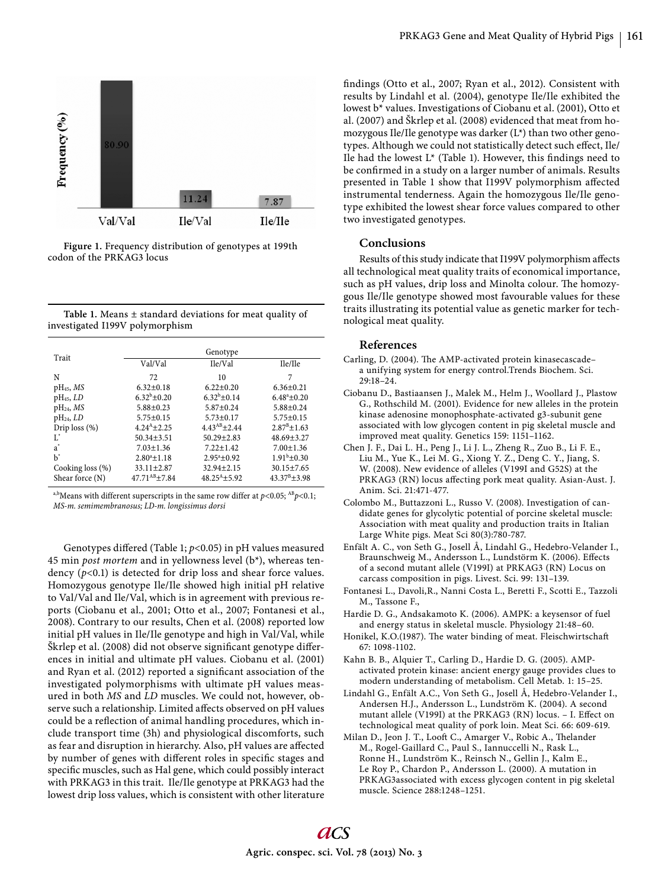Figure 1. Frequency distribution of genotypes at 199th codon of the PRKAG3 locus

Table 1. Means ± standard deviations for meat quality of investigated I199V polymorphism

| Trait | Genotype | | |
|---|---|---|---|
| | Val/Val | Ile/Val | Ile/Ile |
| N | 72 | 10 | 7 |
| $pH_{45}$, *MS* | 6.32±0.18 | 6.22±0.20 | 6.36±0.21 |
| $pH_{45}$, *LD* | $6.32^{b}$±0.20 | $6.32^{b}$±0.14 | $6.48^{a}$±0.20 |
| $pH_{24}$, *MS* | 5.88±0.23 | 5.87±0.24 | 5.88±0.24 |
| $pH_{24}$, *LD* | 5.75±0.15 | 5.73±0.17 | 5.75±0.15 |
| Drip loss (%) | $4.24^{A}$±2.25 | $4.43^{AB}$±2.44 | $2.87^{B}$±1.63 |
| $L^*$ | 50.34±3.51 | 50.29±2.83 | 48.69±3.27 |
| $a^*$ | 7.03±1.36 | 7.22±1.42 | 7.00±1.36 |
| $b^*$ | $2.80^{a}$±1.18 | $2.95^{a}$±0.92 | $1.91^{b}$±0.30 |
| Cooking loss (%) | 33.11±2.87 | 32.94±2.15 | 30.15±7.65 |
| Shear force (N) | $47.71^{AB}$±7.84 | $48.25^{A}$±5.92 | $43.37^{B}$±3.98 |

a,bMeans with different superscripts in the same row differ at $p<0.05$; AB$p<0.1$; *MS-m. semimembranosus; LD-m. longissimus dorsi*

Genotypes differed (Table 1; $p<0.05$) in pH values measured 45 min *post mortem* and in yellowness level (b*), whereas tendency ($p<0.1$) is detected for drip loss and shear force values. Homozygous genotype Ile/Ile showed high initial pH relative to Val/Val and Ile/Val, which is in agreement with previous reports (Ciobanu et al., 2001; Otto et al., 2007; Fontanesi et al., 2008). Contrary to our results, Chen et al. (2008) reported low initial pH values in Ile/Ile genotype and high in Val/Val, while Škrlep et al. (2008) did not observe significant genotype differences in initial and ultimate pH values. Ciobanu et al. (2001) and Ryan et al. (2012) reported a significant association of the investigated polymorphisms with ultimate pH values measured in both *MS* and *LD* muscles. We could not, however, observe such a relationship. Limited affects observed on pH values could be a reflection of animal handling procedures, which include transport time (3h) and physiological discomforts, such as fear and disruption in hierarchy. Also, pH values are affected by number of genes with different roles in specific stages and specific muscles, such as Hal gene, which could possibly interact with PRKAG3 in this trait. Ile/Ile genotype at PRKAG3 had the lowest drip loss values, which is consistent with other literature findings (Otto et al., 2007; Ryan et al., 2012). Consistent with results by Lindahl et al. (2004), genotype Ile/Ile exhibited the lowest b* values. Investigations of Ciobanu et al. (2001), Otto et al. (2007) and Škrlep et al. (2008) evidenced that meat from homozygous Ile/Ile genotype was darker (L*) than two other genotypes. Although we could not statistically detect such effect, Ile/Ile had the lowest L* (Table 1). However, this findings need to be confirmed in a study on a larger number of animals. Results presented in Table 1 show that I199V polymorphism affected instrumental tenderness. Again the homozygous Ile/Ile genotype exhibited the lowest shear force values compared to other two investigated genotypes.

## Conclusions

Results of this study indicate that I199V polymorphism affects all technological meat quality traits of economical importance, such as pH values, drip loss and Minolta colour. The homozygous Ile/Ile genotype showed most favourable values for these traits illustrating its potential value as genetic marker for technological meat quality.

## References

Carling, D. (2004). The AMP-activated protein kinasecascade– a unifying system for energy control.Trends Biochem. Sci. 29:18–24.

Ciobanu D., Bastiaansen J., Malek M., Helm J., Woollard J., Plastow G., Rothschild M. (2001). Evidence for new alleles in the protein kinase adenosine monophosphate-activated g3-subunit gene associated with low glycogen content in pig skeletal muscle and improved meat quality. Genetics 159: 1151–1162.

Chen J. F., Dai L. H., Peng J., Li J. L., Zheng R., Zuo B., Li F. E., Liu M., Yue K., Lei M. G., Xiong Y. Z., Deng C. Y., Jiang, S. W. (2008). New evidence of alleles (V199I and G52S) at the PRKAG3 (RN) locus affecting pork meat quality. Asian-Aust. J. Anim. Sci. 21:471-477.

Colombo M., Buttazzoni L., Russo V. (2008). Investigation of candidate genes for glycolytic potential of porcine skeletal muscle: Association with meat quality and production traits in Italian Large White pigs. Meat Sci 80(3):780-787.

Enfält A. C., von Seth G., Josell Å, Lindahl G., Hedebro-Velander I., Braunschweig M., Andersson L., Lundstörm K. (2006). Effects of a second mutant allele (V199I) at PRKAG3 (RN) Locus on carcass composition in pigs. Livest. Sci. 99: 131–139.

Fontanesi L., Davoli,R., Nanni Costa L., Beretti F., Scotti E., Tazzoli M., Tassone F.,

Hardie D. G., Andsakamoto K. (2006). AMPK: a keysensor of fuel and energy status in skeletal muscle. Physiology 21:48–60.

Honikel, K.O.(1987). The water binding of meat. Fleischwirtschaft 67: 1098-1102.

Kahn B. B., Alquier T., Carling D., Hardie D. G. (2005). AMP-activated protein kinase: ancient energy gauge provides clues to modern understanding of metabolism. Cell Metab. 1: 15–25.

Lindahl G., Enfält A.C., Von Seth G., Josell Å, Hedebro-Velander I., Andersen H.J., Andersson L., Lundström K. (2004). A second mutant allele (V199I) at the PRKAG3 (RN) locus. – I. Effect on technological meat quality of pork loin. Meat Sci. 66: 609-619.

Milan D., Jeon J. T., Looft C., Amarger V., Robic A., Thelander M., Rogel-Gaillard C., Paul S., Iannuccelli N., Rask L., Ronne H., Lundström K., Reinsch N., Gellin J., Kalm E., Le Roy P., Chardon P., Andersson L. (2000). A mutation in PRKAG3associated with excess glycogen content in pig skeletal muscle. Science 288:1248–1251.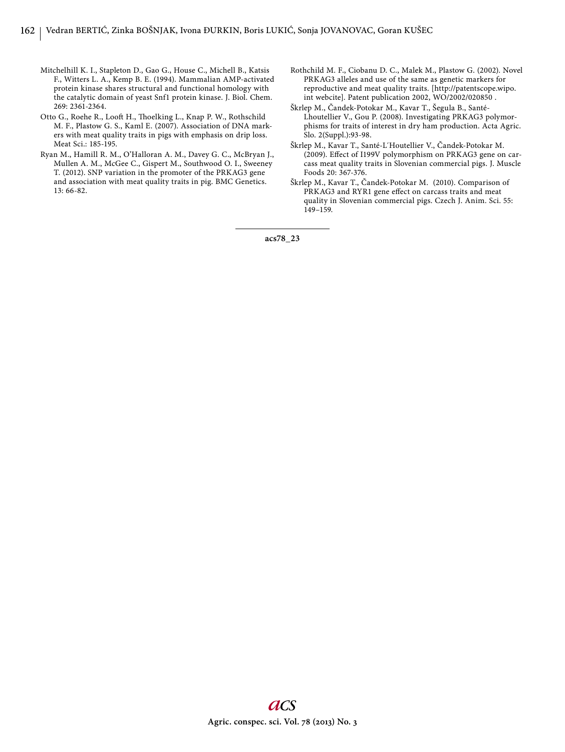Mitchelhill K. I., Stapleton D., Gao G., House C., Michell B., Katsis F., Witters L. A., Kemp B. E. (1994). Mammalian AMP-activated protein kinase shares structural and functional homology with the catalytic domain of yeast Snf1 protein kinase. J. Biol. Chem. 269: 2361-2364.

Otto G., Roehe R., Looft H., Thoelking L., Knap P. W., Rothschild M. F., Plastow G. S., Kaml E. (2007). Association of DNA markers with meat quality traits in pigs with emphasis on drip loss. Meat Sci.: 185-195.

Ryan M., Hamill R. M., O'Halloran A. M., Davey G. C., McBryan J., Mullen A. M., McGee C., Gispert M., Southwood O. I., Sweeney T. (2012). SNP variation in the promoter of the PRKAG3 gene and association with meat quality traits in pig. BMC Genetics. 13: 66-82.

Rothchild M. F., Ciobanu D. C., Malek M., Plastow G. (2002). Novel PRKAG3 alleles and use of the same as genetic markers for reproductive and meat quality traits. [http://patentscope.wipo.int webcite]. Patent publication 2002, WO/2002/020850 .

Škrlep M., Čandek-Potokar M., Kavar T., Šegula B., Santé-Lhoutellier V., Gou P. (2008). Investigating PRKAG3 polymorphisms for traits of interest in dry ham production. Acta Agric. Slo. 2(Suppl.):93-98.

Škrlep M., Kavar T., Santé-L´Houtellier V., Čandek-Potokar M. (2009). Effect of I199V polymorphism on PRKAG3 gene on carcass meat quality traits in Slovenian commercial pigs. J. Muscle Foods 20: 367-376.

Škrlep M., Kavar T., Čandek-Potokar M. (2010). Comparison of PRKAG3 and RYR1 gene effect on carcass traits and meat quality in Slovenian commercial pigs. Czech J. Anim. Sci. 55: 149–159.

---

**acs78_23**